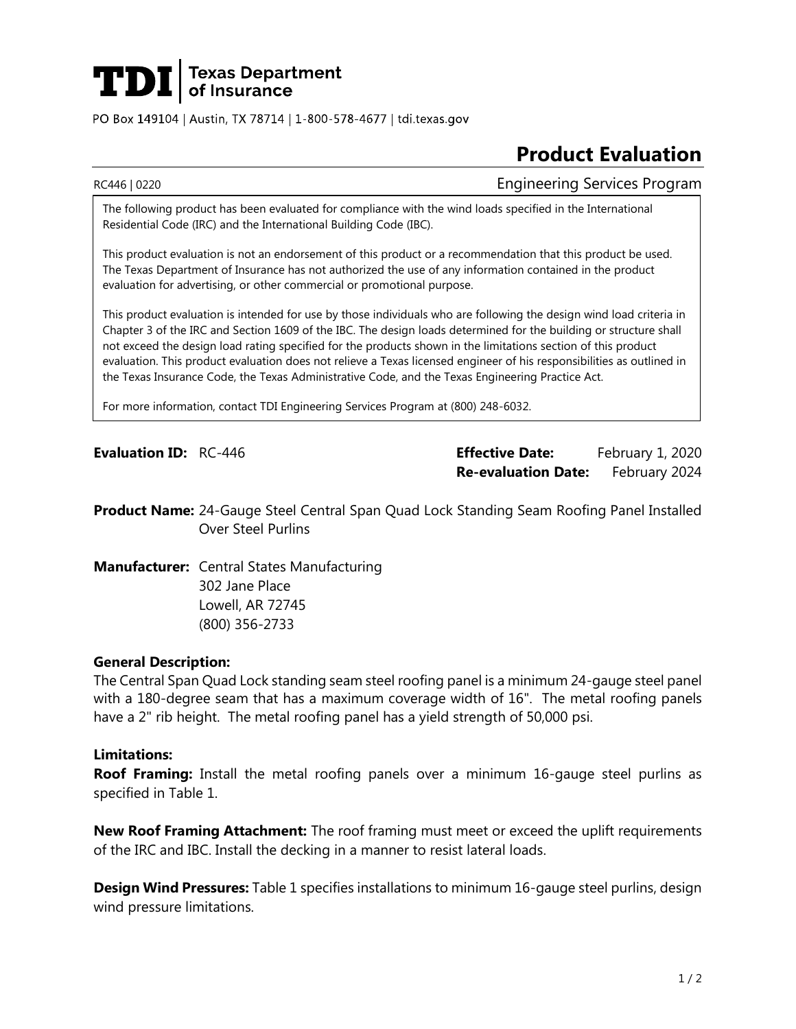**TDI | Texas Department of Insurance**

PO Box 149104 | Austin, TX 78714 | 1-800-578-4677 | tdi.texas.gov

# Product Evaluation

RC446 | 0220 Engineering Services Program

The following product has been evaluated for compliance with the wind loads specified in the International Residential Code (IRC) and the International Building Code (IBC).

This product evaluation is not an endorsement of this product or a recommendation that this product be used. The Texas Department of Insurance has not authorized the use of any information contained in the product evaluation for advertising, or other commercial or promotional purpose.

This product evaluation is intended for use by those individuals who are following the design wind load criteria in Chapter 3 of the IRC and Section 1609 of the IBC. The design loads determined for the building or structure shall not exceed the design load rating specified for the products shown in the limitations section of this product evaluation. This product evaluation does not relieve a Texas licensed engineer of his responsibilities as outlined in the Texas Insurance Code, the Texas Administrative Code, and the Texas Engineering Practice Act.

For more information, contact TDI Engineering Services Program at (800) 248-6032.

**Evaluation ID:** RC-446

**Effective Date:** February 1, 2020
**Re-evaluation Date:** February 2024

**Product Name:** 24-Gauge Steel Central Span Quad Lock Standing Seam Roofing Panel Installed Over Steel Purlins

**Manufacturer:** Central States Manufacturing
302 Jane Place
Lowell, AR 72745
(800) 356-2733

**General Description:**
The Central Span Quad Lock standing seam steel roofing panel is a minimum 24-gauge steel panel with a 180-degree seam that has a maximum coverage width of 16". The metal roofing panels have a 2" rib height. The metal roofing panel has a yield strength of 50,000 psi.

**Limitations:**
**Roof Framing:** Install the metal roofing panels over a minimum 16-gauge steel purlins as specified in Table 1.

**New Roof Framing Attachment:** The roof framing must meet or exceed the uplift requirements of the IRC and IBC. Install the decking in a manner to resist lateral loads.

**Design Wind Pressures:** Table 1 specifies installations to minimum 16-gauge steel purlins, design wind pressure limitations.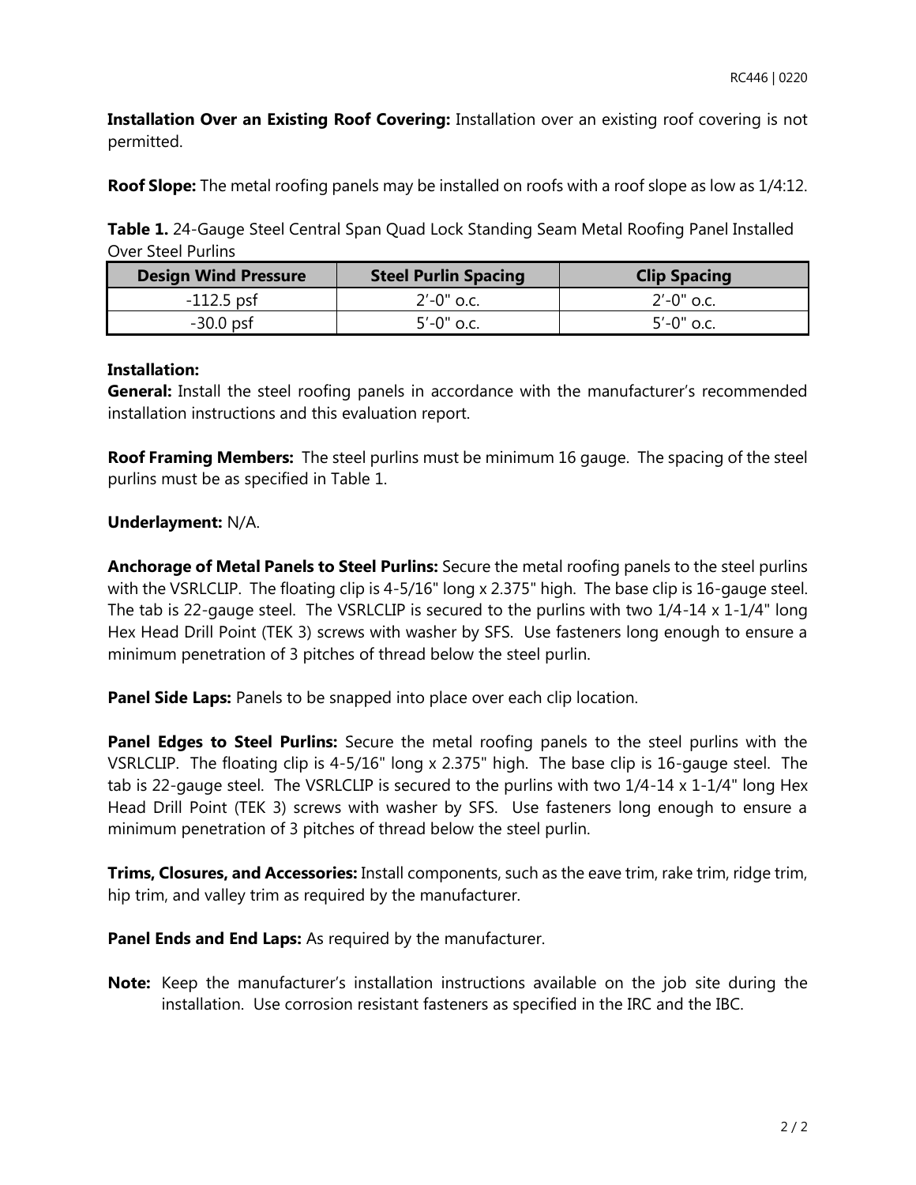**Installation Over an Existing Roof Covering:** Installation over an existing roof covering is not permitted.

**Roof Slope:** The metal roofing panels may be installed on roofs with a roof slope as low as 1/4:12.

**Table 1.** 24-Gauge Steel Central Span Quad Lock Standing Seam Metal Roofing Panel Installed Over Steel Purlins

| Design Wind Pressure | Steel Purlin Spacing | Clip Spacing |
|---|---|---|
| -112.5 psf | 2'-0" o.c. | 2'-0" o.c. |
| -30.0 psf | 5'-0" o.c. | 5'-0" o.c. |

**Installation:**

**General:** Install the steel roofing panels in accordance with the manufacturer's recommended installation instructions and this evaluation report.

**Roof Framing Members:** The steel purlins must be minimum 16 gauge. The spacing of the steel purlins must be as specified in Table 1.

**Underlayment:** N/A.

**Anchorage of Metal Panels to Steel Purlins:** Secure the metal roofing panels to the steel purlins with the VSRLCLIP. The floating clip is 4-5/16" long x 2.375" high. The base clip is 16-gauge steel. The tab is 22-gauge steel. The VSRLCLIP is secured to the purlins with two 1/4-14 x 1-1/4" long Hex Head Drill Point (TEK 3) screws with washer by SFS. Use fasteners long enough to ensure a minimum penetration of 3 pitches of thread below the steel purlin.

**Panel Side Laps:** Panels to be snapped into place over each clip location.

**Panel Edges to Steel Purlins:** Secure the metal roofing panels to the steel purlins with the VSRLCLIP. The floating clip is 4-5/16" long x 2.375" high. The base clip is 16-gauge steel. The tab is 22-gauge steel. The VSRLCLIP is secured to the purlins with two 1/4-14 x 1-1/4" long Hex Head Drill Point (TEK 3) screws with washer by SFS. Use fasteners long enough to ensure a minimum penetration of 3 pitches of thread below the steel purlin.

**Trims, Closures, and Accessories:** Install components, such as the eave trim, rake trim, ridge trim, hip trim, and valley trim as required by the manufacturer.

**Panel Ends and End Laps:** As required by the manufacturer.

**Note:** Keep the manufacturer's installation instructions available on the job site during the installation. Use corrosion resistant fasteners as specified in the IRC and the IBC.